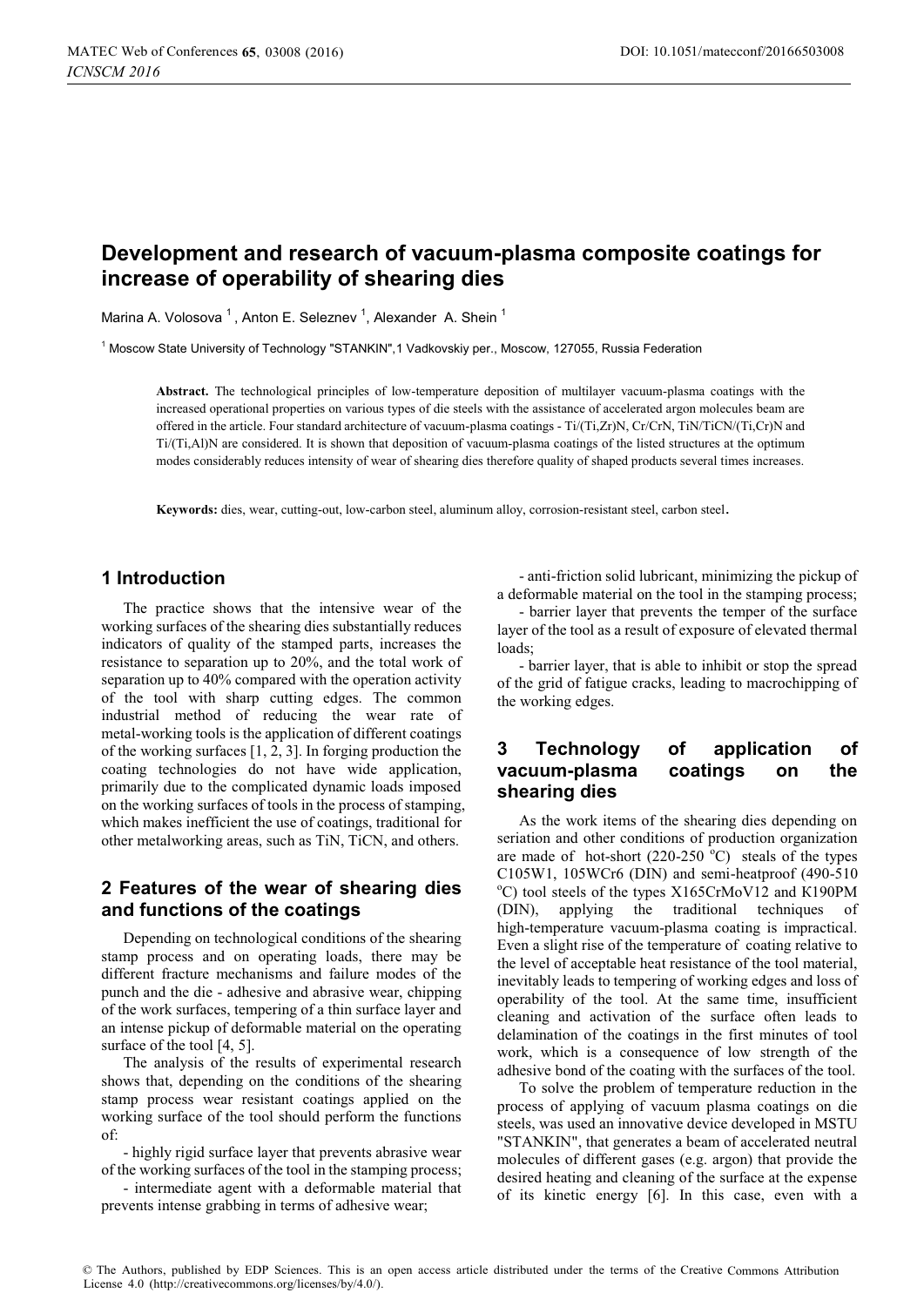# Development and research of vacuum-plasma composite coatings for increase of operability of shearing dies

Marina A. Volosova [1], Anton E. Seleznev [1], Alexander A. Shein [1]

[1] Moscow State University of Technology "STANKIN",1 Vadkovskiy per., Moscow, 127055, Russia Federation

**Abstract.** The technological principles of low-temperature deposition of multilayer vacuum-plasma coatings with the increased operational properties on various types of die steels with the assistance of accelerated argon molecules beam are offered in the article. Four standard architecture of vacuum-plasma coatings - Ti/(Ti,Zr)N, Cr/CrN, TiN/TiCN/(Ti,Cr)N and Ti/(Ti,Al)N are considered. It is shown that deposition of vacuum-plasma coatings of the listed structures at the optimum modes considerably reduces intensity of wear of shearing dies therefore quality of shaped products several times increases.

**Keywords:** dies, wear, cutting-out, low-carbon steel, aluminum alloy, corrosion-resistant steel, carbon steel.

## 1 Introduction

The practice shows that the intensive wear of the working surfaces of the shearing dies substantially reduces indicators of quality of the stamped parts, increases the resistance to separation up to 20%, and the total work of separation up to 40% compared with the operation activity of the tool with sharp cutting edges. The common industrial method of reducing the wear rate of metal-working tools is the application of different coatings of the working surfaces [1, 2, 3]. In forging production the coating technologies do not have wide application, primarily due to the complicated dynamic loads imposed on the working surfaces of tools in the process of stamping, which makes inefficient the use of coatings, traditional for other metalworking areas, such as TiN, TiCN, and others.

## 2 Features of the wear of shearing dies and functions of the coatings

Depending on technological conditions of the shearing stamp process and on operating loads, there may be different fracture mechanisms and failure modes of the punch and the die - adhesive and abrasive wear, chipping of the work surfaces, tempering of a thin surface layer and an intense pickup of deformable material on the operating surface of the tool [4, 5].

The analysis of the results of experimental research shows that, depending on the conditions of the shearing stamp process wear resistant coatings applied on the working surface of the tool should perform the functions of:

- highly rigid surface layer that prevents abrasive wear of the working surfaces of the tool in the stamping process;
- intermediate agent with a deformable material that prevents intense grabbing in terms of adhesive wear;
- anti-friction solid lubricant, minimizing the pickup of a deformable material on the tool in the stamping process;
- barrier layer that prevents the temper of the surface layer of the tool as a result of exposure of elevated thermal loads;
- barrier layer, that is able to inhibit or stop the spread of the grid of fatigue cracks, leading to macrochipping of the working edges.

## 3 Technology of application of vacuum-plasma coatings on the shearing dies

As the work items of the shearing dies depending on seriation and other conditions of production organization are made of hot-short (220-250 $^{o}$C) steels of the types C105W1, 105WCr6 (DIN) and semi-heatproof (490-510 $^{o}$C) tool steels of the types X165CrMoV12 and K190PM (DIN), applying the traditional techniques of high-temperature vacuum-plasma coating is impractical. Even a slight rise of the temperature of coating relative to the level of acceptable heat resistance of the tool material, inevitably leads to tempering of working edges and loss of operability of the tool. At the same time, insufficient cleaning and activation of the surface often leads to delamination of the coatings in the first minutes of tool work, which is a consequence of low strength of the adhesive bond of the coating with the surfaces of the tool.

To solve the problem of temperature reduction in the process of applying of vacuum plasma coatings on die steels, was used an innovative device developed in MSTU "STANKIN", that generates a beam of accelerated neutral molecules of different gases (e.g. argon) that provide the desired heating and cleaning of the surface at the expense of its kinetic energy [6]. In this case, even with a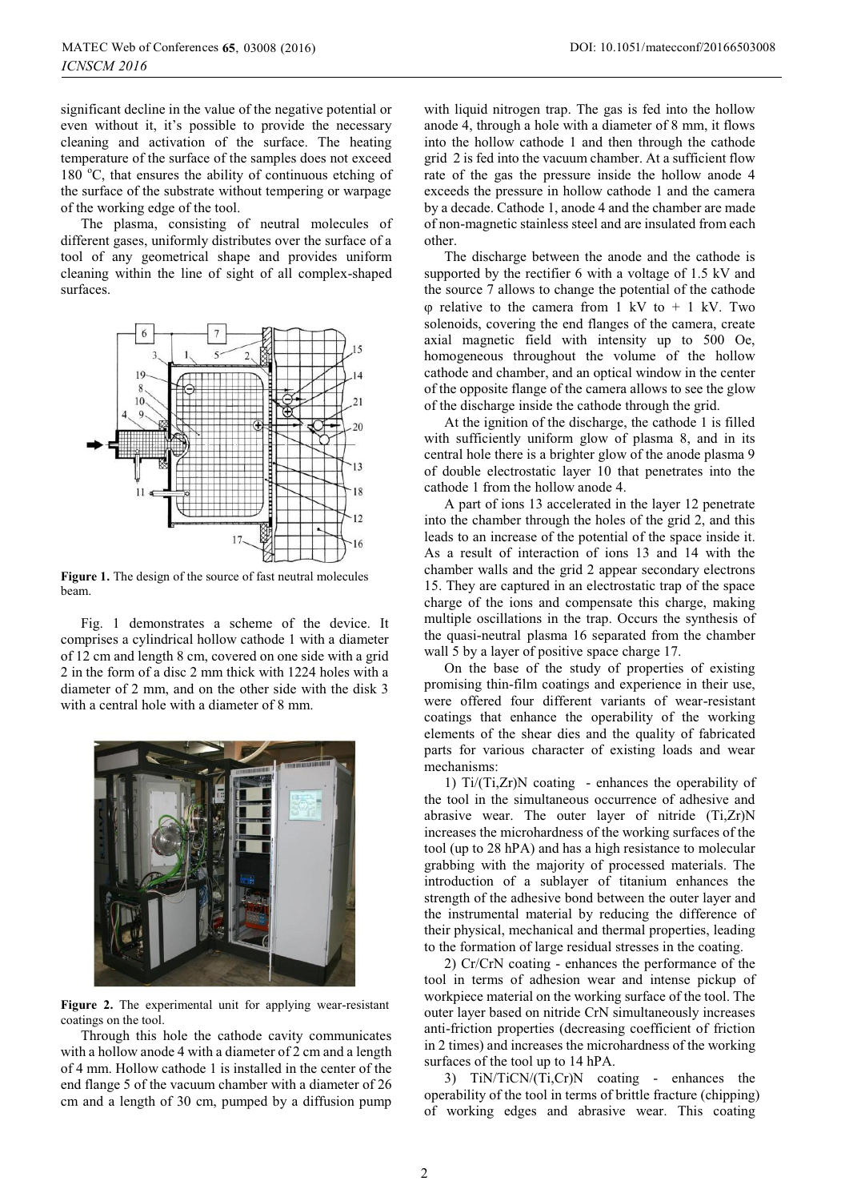significant decline in the value of the negative potential or even without it, it's possible to provide the necessary cleaning and activation of the surface. The heating temperature of the surface of the samples does not exceed 180 °C, that ensures the ability of continuous etching of the surface of the substrate without tempering or warpage of the working edge of the tool.

The plasma, consisting of neutral molecules of different gases, uniformly distributes over the surface of a tool of any geometrical shape and provides uniform cleaning within the line of sight of all complex-shaped surfaces.

**Figure 1.** The design of the source of fast neutral molecules beam.

Fig. 1 demonstrates a scheme of the device. It comprises a cylindrical hollow cathode 1 with a diameter of 12 cm and length 8 cm, covered on one side with a grid 2 in the form of a disc 2 mm thick with 1224 holes with a diameter of 2 mm, and on the other side with the disk 3 with a central hole with a diameter of 8 mm.

**Figure 2.** The experimental unit for applying wear-resistant coatings on the tool.

Through this hole the cathode cavity communicates with a hollow anode 4 with a diameter of 2 cm and a length of 4 mm. Hollow cathode 1 is installed in the center of the end flange 5 of the vacuum chamber with a diameter of 26 cm and a length of 30 cm, pumped by a diffusion pump with liquid nitrogen trap. The gas is fed into the hollow anode 4, through a hole with a diameter of 8 mm, it flows into the hollow cathode 1 and then through the cathode grid 2 is fed into the vacuum chamber. At a sufficient flow rate of the gas the pressure inside the hollow anode 4 exceeds the pressure in hollow cathode 1 and the camera by a decade. Cathode 1, anode 4 and the chamber are made of non-magnetic stainless steel and are insulated from each other.

The discharge between the anode and the cathode is supported by the rectifier 6 with a voltage of 1.5 kV and the source 7 allows to change the potential of the cathode φ relative to the camera from 1 kV to + 1 kV. Two solenoids, covering the end flanges of the camera, create axial magnetic field with intensity up to 500 Oe, homogeneous throughout the volume of the hollow cathode and chamber, and an optical window in the center of the opposite flange of the camera allows to see the glow of the discharge inside the cathode through the grid.

At the ignition of the discharge, the cathode 1 is filled with sufficiently uniform glow of plasma 8, and in its central hole there is a brighter glow of the anode plasma 9 of double electrostatic layer 10 that penetrates into the cathode 1 from the hollow anode 4.

A part of ions 13 accelerated in the layer 12 penetrate into the chamber through the holes of the grid 2, and this leads to an increase of the potential of the space inside it. As a result of interaction of ions 13 and 14 with the chamber walls and the grid 2 appear secondary electrons 15. They are captured in an electrostatic trap of the space charge of the ions and compensate this charge, making multiple oscillations in the trap. Occurs the synthesis of the quasi-neutral plasma 16 separated from the chamber wall 5 by a layer of positive space charge 17.

On the base of the study of properties of existing promising thin-film coatings and experience in their use, were offered four different variants of wear-resistant coatings that enhance the operability of the working elements of the shear dies and the quality of fabricated parts for various character of existing loads and wear mechanisms:

1) Ti/(Ti,Zr)N coating - enhances the operability of the tool in the simultaneous occurrence of adhesive and abrasive wear. The outer layer of nitride (Ti,Zr)N increases the microhardness of the working surfaces of the tool (up to 28 hPA) and has a high resistance to molecular grabbing with the majority of processed materials. The introduction of a sublayer of titanium enhances the strength of the adhesive bond between the outer layer and the instrumental material by reducing the difference of their physical, mechanical and thermal properties, leading to the formation of large residual stresses in the coating.

2) Cr/CrN coating - enhances the performance of the tool in terms of adhesion wear and intense pickup of workpiece material on the working surface of the tool. The outer layer based on nitride CrN simultaneously increases anti-friction properties (decreasing coefficient of friction in 2 times) and increases the microhardness of the working surfaces of the tool up to 14 hPA.

3) TiN/TiCN/(Ti,Cr)N coating - enhances the operability of the tool in terms of brittle fracture (chipping) of working edges and abrasive wear. This coating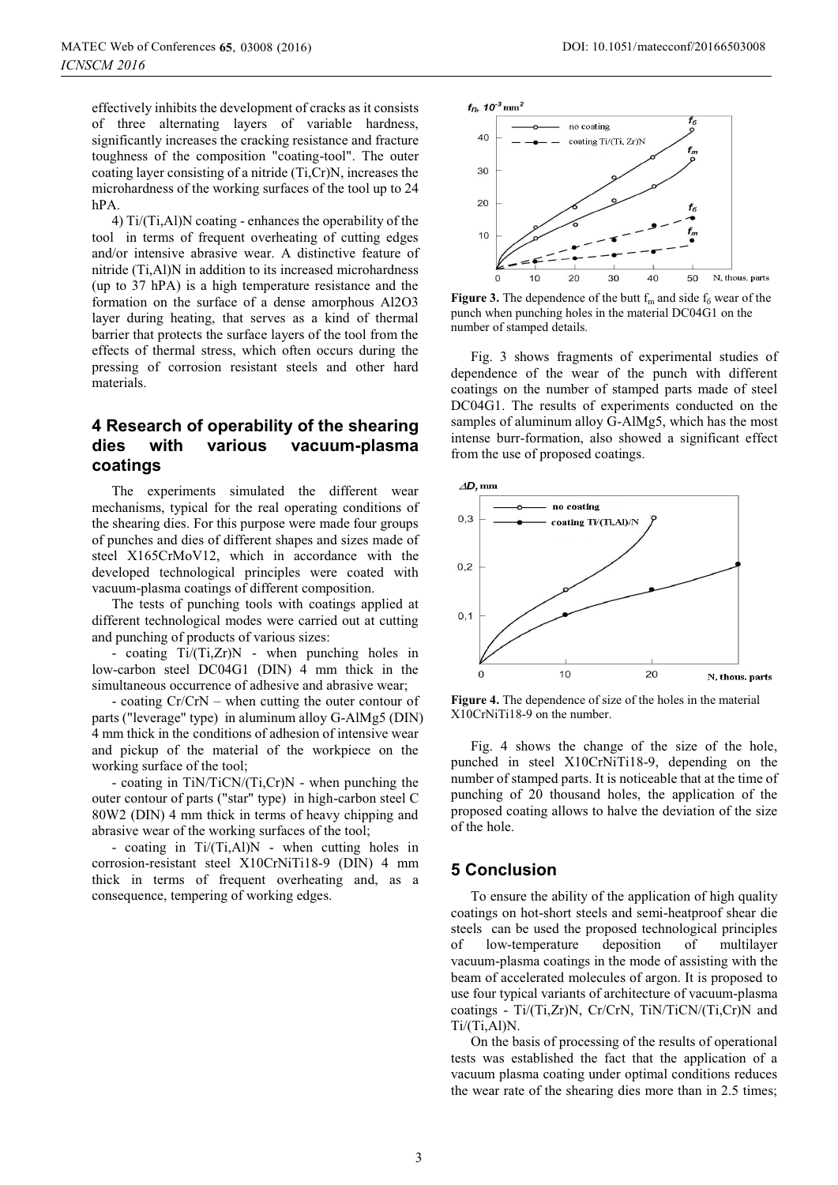effectively inhibits the development of cracks as it consists of three alternating layers of variable hardness, significantly increases the cracking resistance and fracture toughness of the composition "coating-tool". The outer coating layer consisting of a nitride (Ti,Cr)N, increases the microhardness of the working surfaces of the tool up to 24 hPA.

4) Ti/(Ti,Al)N coating - enhances the operability of the tool in terms of frequent overheating of cutting edges and/or intensive abrasive wear. A distinctive feature of nitride (Ti,Al)N in addition to its increased microhardness (up to 37 hPA) is a high temperature resistance and the formation on the surface of a dense amorphous Al2O3 layer during heating, that serves as a kind of thermal barrier that protects the surface layers of the tool from the effects of thermal stress, which often occurs during the pressing of corrosion resistant steels and other hard materials.

## 4 Research of operability of the shearing dies with various vacuum-plasma coatings

The experiments simulated the different wear mechanisms, typical for the real operating conditions of the shearing dies. For this purpose were made four groups of punches and dies of different shapes and sizes made of steel X165CrMoV12, which in accordance with the developed technological principles were coated with vacuum-plasma coatings of different composition.

The tests of punching tools with coatings applied at different technological modes were carried out at cutting and punching of products of various sizes:

- coating Ti/(Ti,Zr)N - when punching holes in low-carbon steel DC04G1 (DIN) 4 mm thick in the simultaneous occurrence of adhesive and abrasive wear;
- coating Cr/CrN – when cutting the outer contour of parts ("leverage" type) in aluminum alloy G-AlMg5 (DIN) 4 mm thick in the conditions of adhesion of intensive wear and pickup of the material of the workpiece on the working surface of the tool;
- coating in TiN/TiCN/(Ti,Cr)N - when punching the outer contour of parts ("star" type) in high-carbon steel C 80W2 (DIN) 4 mm thick in terms of heavy chipping and abrasive wear of the working surfaces of the tool;
- coating in Ti/(Ti,Al)N - when cutting holes in corrosion-resistant steel X10CrNiTi18-9 (DIN) 4 mm thick in terms of frequent overheating and, as a consequence, tempering of working edges.

**Figure 3.** The dependence of the butt $f_m$ and side $f_б$ wear of the punch when punching holes in the material DC04G1 on the number of stamped details.

Fig. 3 shows fragments of experimental studies of dependence of the wear of the punch with different coatings on the number of stamped parts made of steel DC04G1. The results of experiments conducted on the samples of aluminum alloy G-AlMg5, which has the most intense burr-formation, also showed a significant effect from the use of proposed coatings.

**Figure 4.** The dependence of size of the holes in the material X10CrNiTi18-9 on the number.

Fig. 4 shows the change of the size of the hole, punched in steel X10CrNiTi18-9, depending on the number of stamped parts. It is noticeable that at the time of punching of 20 thousand holes, the application of the proposed coating allows to halve the deviation of the size of the hole.

## 5 Conclusion

To ensure the ability of the application of high quality coatings on hot-short steels and semi-heatproof shear die steels can be used the proposed technological principles of low-temperature deposition of multilayer vacuum-plasma coatings in the mode of assisting with the beam of accelerated molecules of argon. It is proposed to use four typical variants of architecture of vacuum-plasma coatings - Ti/(Ti,Zr)N, Cr/CrN, TiN/TiCN/(Ti,Cr)N and Ti/(Ti,Al)N.

On the basis of processing of the results of operational tests was established the fact that the application of a vacuum plasma coating under optimal conditions reduces the wear rate of the shearing dies more than in 2.5 times;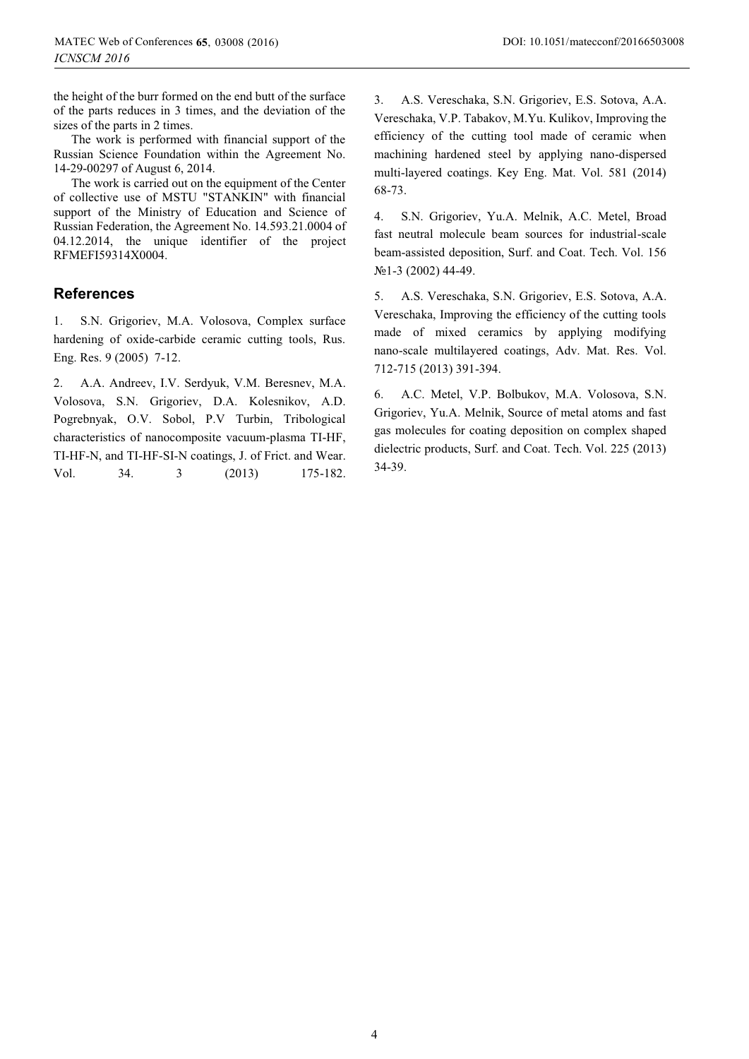the height of the burr formed on the end butt of the surface of the parts reduces in 3 times, and the deviation of the sizes of the parts in 2 times.

The work is performed with financial support of the Russian Science Foundation within the Agreement No. 14-29-00297 of August 6, 2014.

The work is carried out on the equipment of the Center of collective use of MSTU "STANKIN" with financial support of the Ministry of Education and Science of Russian Federation, the Agreement No. 14.593.21.0004 of 04.12.2014, the unique identifier of the project RFMEFI59314X0004.

## References

1. S.N. Grigoriev, M.A. Volosova, Complex surface hardening of oxide-carbide ceramic cutting tools, Rus. Eng. Res. 9 (2005) 7-12.

2. A.A. Andreev, I.V. Serdyuk, V.M. Beresnev, M.A. Volosova, S.N. Grigoriev, D.A. Kolesnikov, A.D. Pogrebnyak, O.V. Sobol, P.V Turbin, Tribological characteristics of nanocomposite vacuum-plasma TI-HF, TI-HF-N, and TI-HF-SI-N coatings, J. of Frict. and Wear. Vol. 34. 3 (2013) 175-182.

3. A.S. Vereschaka, S.N. Grigoriev, E.S. Sotova, A.A. Vereschaka, V.P. Tabakov, M.Yu. Kulikov, Improving the efficiency of the cutting tool made of ceramic when machining hardened steel by applying nano-dispersed multi-layered coatings. Key Eng. Mat. Vol. 581 (2014) 68-73.

4. S.N. Grigoriev, Yu.A. Melnik, A.C. Metel, Broad fast neutral molecule beam sources for industrial-scale beam-assisted deposition, Surf. and Coat. Tech. Vol. 156 №1-3 (2002) 44-49.

5. A.S. Vereschaka, S.N. Grigoriev, E.S. Sotova, A.A. Vereschaka, Improving the efficiency of the cutting tools made of mixed ceramics by applying modifying nano-scale multilayered coatings, Adv. Mat. Res. Vol. 712-715 (2013) 391-394.

6. A.C. Metel, V.P. Bolbukov, M.A. Volosova, S.N. Grigoriev, Yu.A. Melnik, Source of metal atoms and fast gas molecules for coating deposition on complex shaped dielectric products, Surf. and Coat. Tech. Vol. 225 (2013) 34-39.